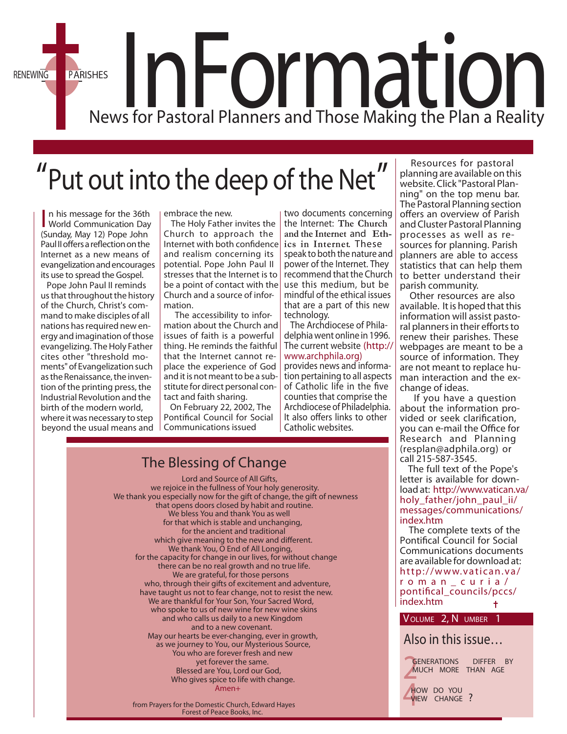RENEWING PARISHES

# InFormation

News for Pastoral Planners and Those Making the Plan a Reality

## "Put out into the deep of the Net"

In his message for the 36th World Communication Day (Sunday, May 12) Pope John Paul II offers a reflection on the Internet as a new means of evangelization and encourages its use to spread the Gospel.

Pope John Paul II reminds us that throughout the history of the Church, Christ's command to make disciples of all nations has required new energy and imagination of those evangelizing. The Holy Father cites other "threshold moments" of Evangelization such as the Renaissance, the invention of the printing press, the Industrial Revolution and the birth of the modern world, where it was necessary to step beyond the usual means and embrace the new.

The Holy Father invites the Church to approach the Internet with both confidence and realism concerning its potential. Pope John Paul II stresses that the Internet is to be a point of contact with the Church and a source of information.

The accessibility to information about the Church and issues of faith is a powerful thing. He reminds the faithful that the Internet cannot replace the experience of God and it is not meant to be a substitute for direct personal contact and faith sharing.

On February 22, 2002, The Pontifical Council for Social Communications issued two documents concerning the Internet: **The Church and the Internet** and **Ethics in Internet.** These speak to both the nature and power of the Internet. They recommend that the Church use this medium, but be mindful of the ethical issues that are a part of this new technology.

The Archdiocese of Philadelphia went online in 1996. The current website (http://www.archphila.org) provides news and information pertaining to all aspects of Catholic life in the five counties that comprise the Archdiocese of Philadelphia. It also offers links to other Catholic websites.

Resources for pastoral planning are available on this website. Click "Pastoral Planning" on the top menu bar. The Pastoral Planning section offers an overview of Parish and Cluster Pastoral Planning processes as well as resources for planning. Parish planners are able to access statistics that can help them to better understand their parish community.

Other resources are also available. It is hoped that this information will assist pastoral planners in their efforts to renew their parishes. These webpages are meant to be a source of information. They are not meant to replace human interaction and the exchange of ideas.

If you have a question about the information provided or seek clarification, you can e-mail the Office for Research and Planning (resplan@adphila.org) or call 215-587-3545.

The full text of the Pope's letter is available for download at: http://www.vatican.va/holy_father/john_paul_ii/messages/communications/index.htm

The complete texts of the Pontifical Council for Social Communications documents are available for download at: http://www.vatican.va/roman_curia/pontifical_councils/pccs/index.htm †

### The Blessing of Change

Lord and Source of All Gifts,
we rejoice in the fullness of Your holy generosity.
We thank you especially now for the gift of change, the gift of newness
that opens doors closed by habit and routine.
We bless You and thank You as well
for that which is stable and unchanging,
for the ancient and traditional
which give meaning to the new and different.
We thank You, O End of All Longing,
for the capacity for change in our lives, for without change
there can be no real growth and no true life.
We are grateful, for those persons
who, through their gifts of excitement and adventure,
have taught us not to fear change, not to resist the new.
We are thankful for Your Son, Your Sacred Word,
who spoke to us of new wine for new wine skins
and who calls us daily to a new Kingdom
and to a new covenant.
May our hearts be ever-changing, ever in growth,
as we journey to You, our Mysterious Source,
You who are forever fresh and new
yet forever the same.
Blessed are You, Lord our God,
Who gives spice to life with change.
Amen+

from Prayers for the Domestic Church, Edward Hayes
Forest of Peace Books, Inc.

VOLUME 2, NUMBER 1

### Also in this issue…

2 GENERATIONS DIFFER BY MUCH MORE THAN AGE

4 HOW DO YOU VIEW CHANGE ?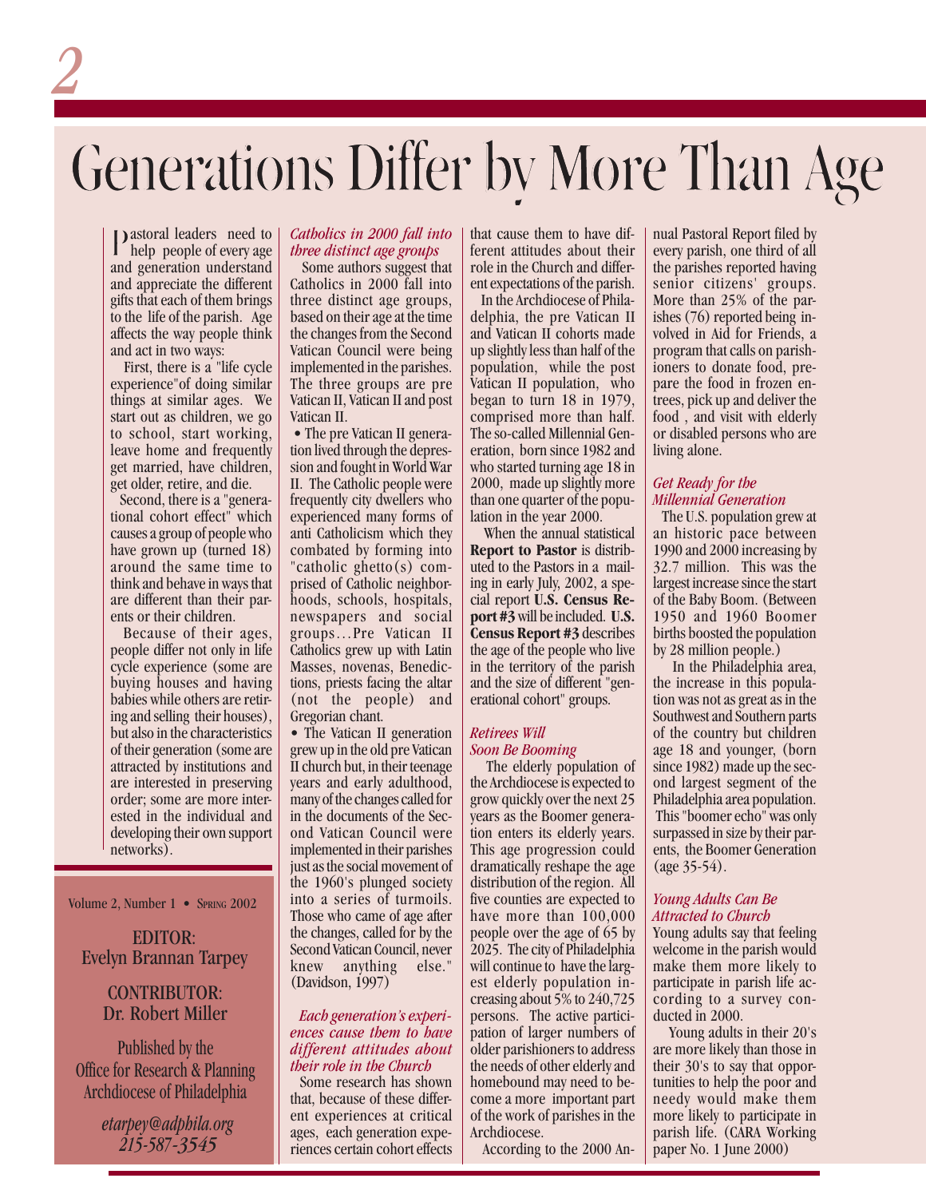# Generations Differ by More Than Age

Pastoral leaders need to help people of every age and generation understand and appreciate the different gifts that each of them brings to the life of the parish. Age affects the way people think and act in two ways:

First, there is a "life cycle experience" of doing similar things at similar ages. We start out as children, we go to school, start working, leave home and frequently get married, have children, get older, retire, and die.

Second, there is a "generational cohort effect" which causes a group of people who have grown up (turned 18) around the same time to think and behave in ways that are different than their parents or their children.

Because of their ages, people differ not only in life cycle experience (some are buying houses and having babies while others are retiring and selling their houses), but also in the characteristics of their generation (some are attracted by institutions and are interested in preserving order; some are more interested in the individual and developing their own support networks).

Volume 2, Number 1 • Spring 2002

EDITOR:
Evelyn Brannan Tarpey

CONTRIBUTOR:
Dr. Robert Miller

Published by the
Office for Research & Planning
Archdiocese of Philadelphia

*etarpey@adphila.org*
*215-587-3545*

### *Catholics in 2000 fall into three distinct age groups*

Some authors suggest that Catholics in 2000 fall into three distinct age groups, based on their age at the time the changes from the Second Vatican Council were being implemented in the parishes. The three groups are pre Vatican II, Vatican II and post Vatican II.

• The pre Vatican II generation lived through the depression and fought in World War II. The Catholic people were frequently city dwellers who experienced many forms of anti Catholicism which they combated by forming into "catholic ghetto(s) comprised of Catholic neighborhoods, schools, hospitals, newspapers and social groups…Pre Vatican II Catholics grew up with Latin Masses, novenas, Benedictions, priests facing the altar (not the people) and Gregorian chant.

• The Vatican II generation grew up in the old pre Vatican II church but, in their teenage years and early adulthood, many of the changes called for in the documents of the Second Vatican Council were implemented in their parishes just as the social movement of the 1960's plunged society into a series of turmoils. Those who came of age after the changes, called for by the Second Vatican Council, never knew anything else." (Davidson, 1997)

### *Each generation's experiences cause them to have different attitudes about their role in the Church*

Some research has shown that, because of these different experiences at critical ages, each generation experiences certain cohort effects that cause them to have different attitudes about their role in the Church and different expectations of the parish.

In the Archdiocese of Philadelphia, the pre Vatican II and Vatican II cohorts made up slightly less than half of the population, while the post Vatican II population, who began to turn 18 in 1979, comprised more than half. The so-called Millennial Generation, born since 1982 and who started turning age 18 in 2000, made up slightly more than one quarter of the population in the year 2000.

When the annual statistical **Report to Pastor** is distributed to the Pastors in a mailing in early July, 2002, a special report **U.S. Census Report #3** will be included. **U.S. Census Report #3** describes the age of the people who live in the territory of the parish and the size of different "generational cohort" groups.

### *Retirees Will Soon Be Booming*

The elderly population of the Archdiocese is expected to grow quickly over the next 25 years as the Boomer generation enters its elderly years. This age progression could dramatically reshape the age distribution of the region. All five counties are expected to have more than 100,000 people over the age of 65 by 2025. The city of Philadelphia will continue to have the largest elderly population increasing about 5% to 240,725 persons. The active participation of larger numbers of older parishioners to address the needs of other elderly and homebound may need to become a more important part of the work of parishes in the Archdiocese.

According to the 2000 Annual Pastoral Report filed by every parish, one third of all the parishes reported having senior citizens' groups. More than 25% of the parishes (76) reported being involved in Aid for Friends, a program that calls on parishioners to donate food, prepare the food in frozen entrees, pick up and deliver the food , and visit with elderly or disabled persons who are living alone.

### *Get Ready for the Millennial Generation*

The U.S. population grew at an historic pace between 1990 and 2000 increasing by 32.7 million. This was the largest increase since the start of the Baby Boom. (Between 1950 and 1960 Boomer births boosted the population by 28 million people.)

In the Philadelphia area, the increase in this population was not as great as in the Southwest and Southern parts of the country but children age 18 and younger, (born since 1982) made up the second largest segment of the Philadelphia area population. This "boomer echo" was only surpassed in size by their parents, the Boomer Generation (age 35-54).

### *Young Adults Can Be Attracted to Church*

Young adults say that feeling welcome in the parish would make them more likely to participate in parish life according to a survey conducted in 2000.

Young adults in their 20's are more likely than those in their 30's to say that opportunities to help the poor and needy would make them more likely to participate in parish life. (CARA Working paper No. 1 June 2000)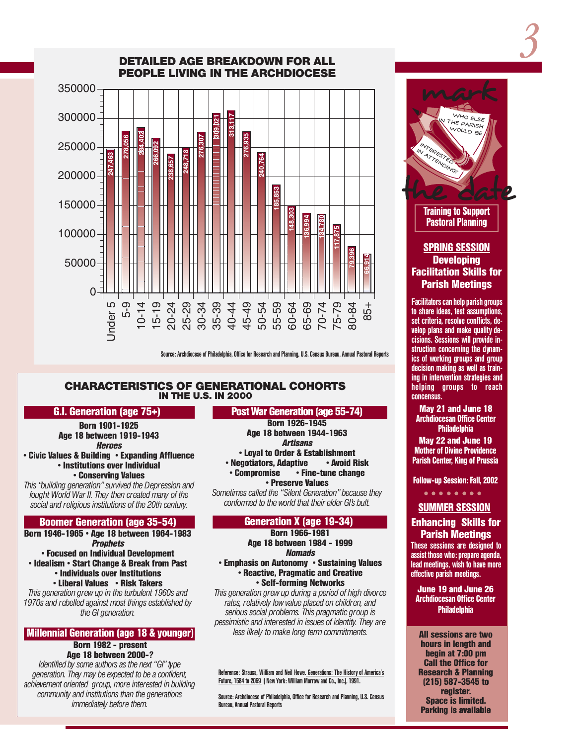## DETAILED AGE BREAKDOWN FOR ALL PEOPLE LIVING IN THE ARCHDIOCESE

| Age | Population |
|---|---|
| Under 5 | 247,463 |
| 5-9 | 278,056 |
| 10-14 | 284,402 |
| 15-19 | 266,092 |
| 20-24 | 238,657 |
| 25-29 | 248,718 |
| 30-34 | 276,307 |
| 35-39 | 309,021 |
| 40-44 | 313,117 |
| 45-49 | 276,935 |
| 50-54 | 240,764 |
| 55-59 | 185,853 |
| 60-64 | 148,303 |
| 65-69 | 136,994 |
| 70-74 | 134,780 |
| 75-79 | 117,875 |
| 80-84 | 79,396 |
| 85+ | 66,914 |

Source: Archdiocese of Philadelphia, Office for Research and Planning, U.S. Census Bureau, Annual Pastoral Reports

## CHARACTERISTICS OF GENERATIONAL COHORTS IN THE U.S. IN 2000

### G.I. Generation (age 75+)

**Born 1901-1925**
**Age 18 between 1919-1943**
***Heroes***

- **Civic Values & Building**
- **Expanding Affluence**
- **Institutions over Individual**
- **Conserving Values**

*This "building generation" survived the Depression and fought World War II. They then created many of the social and religious institutions of the 20th century.*

### Post War Generation (age 55-74)

**Born 1926-1945**
**Age 18 between 1944-1963**
***Artisans***

- **Loyal to Order & Establishment**
- **Negotiators, Adaptive**
- **Avoid Risk**
- **Compromise**
- **Fine-tune change**
- **Preserve Values**

*Sometimes called the "Silent Generation" because they conformed to the world that their elder GI's built.*

### Boomer Generation (age 35-54)

**Born 1946-1965 • Age 18 between 1964-1983**
***Prophets***

- **Focused on Individual Development**
- **Idealism**
- **Start Change & Break from Past**
- **Individuals over Institutions**
- **Liberal Values**
- **Risk Takers**

*This generation grew up in the turbulent 1960s and 1970s and rebelled against most things established by the GI generation.*

### Generation X (age 19-34)

**Born 1966-1981**
**Age 18 between 1984 - 1999**
***Nomads***

- **Emphasis on Autonomy**
- **Sustaining Values**
- **Reactive, Pragmatic and Creative**
- **Self-forming Networks**

*This generation grew up during a period of high divorce rates, relatively low value placed on children, and serious social problems. This pragmatic group is pessimistic and interested in issues of identity. They are less ilkely to make long term commitments.*

### Millennial Generation (age 18 & younger)

**Born 1982 - present**
**Age 18 between 2000-?**

*Identified by some authors as the next "GI" type generation. They may be expected to be a confident, achievement oriented group, more interested in building community and institutions than the generations immediately before them.*

Reference: Strauss, William and Neil Howe. Generations: The History of America's Future, 1584 to 2069 ( New York: William Morrow and Co., Inc.), 1991.

Source: Archdiocese of Philadelphia, Office for Research and Planning, U.S. Census Bureau, Annual Pastoral Reports

---

# mark the date

Who else in the parish would be interested in attending?

**Training to Support Pastoral Planning**

### SPRING SESSION
### Developing Facilitation Skills for Parish Meetings

Facilitators can help parish groups to share ideas, test assumptions, set criteria, resolve conflicts, develop plans and make quality decisions. Sessions will provide instruction concerning the dynamics of working groups and group decision making as well as training in intervention strategies and helping groups to reach concensus.

**May 21 and June 18**
Archdiocesan Office Center
Philadelphia

**May 22 and June 19**
Mother of Divine Providence Parish Center, King of Prussia

**Follow-up Session: Fall, 2002**

### SUMMER SESSION
### Enhancing Skills for Parish Meetings

These sessions are designed to assist those who: prepare agenda, lead meetings, wish to have more effective parish meetings.

**June 19 and June 26**
Archdiocesan Office Center
Philadelphia

**All sessions are two hours in length and begin at 7:00 pm**
**Call the Office for Research & Planning (215) 587-3545 to register.**
**Space is limited.**
**Parking is available**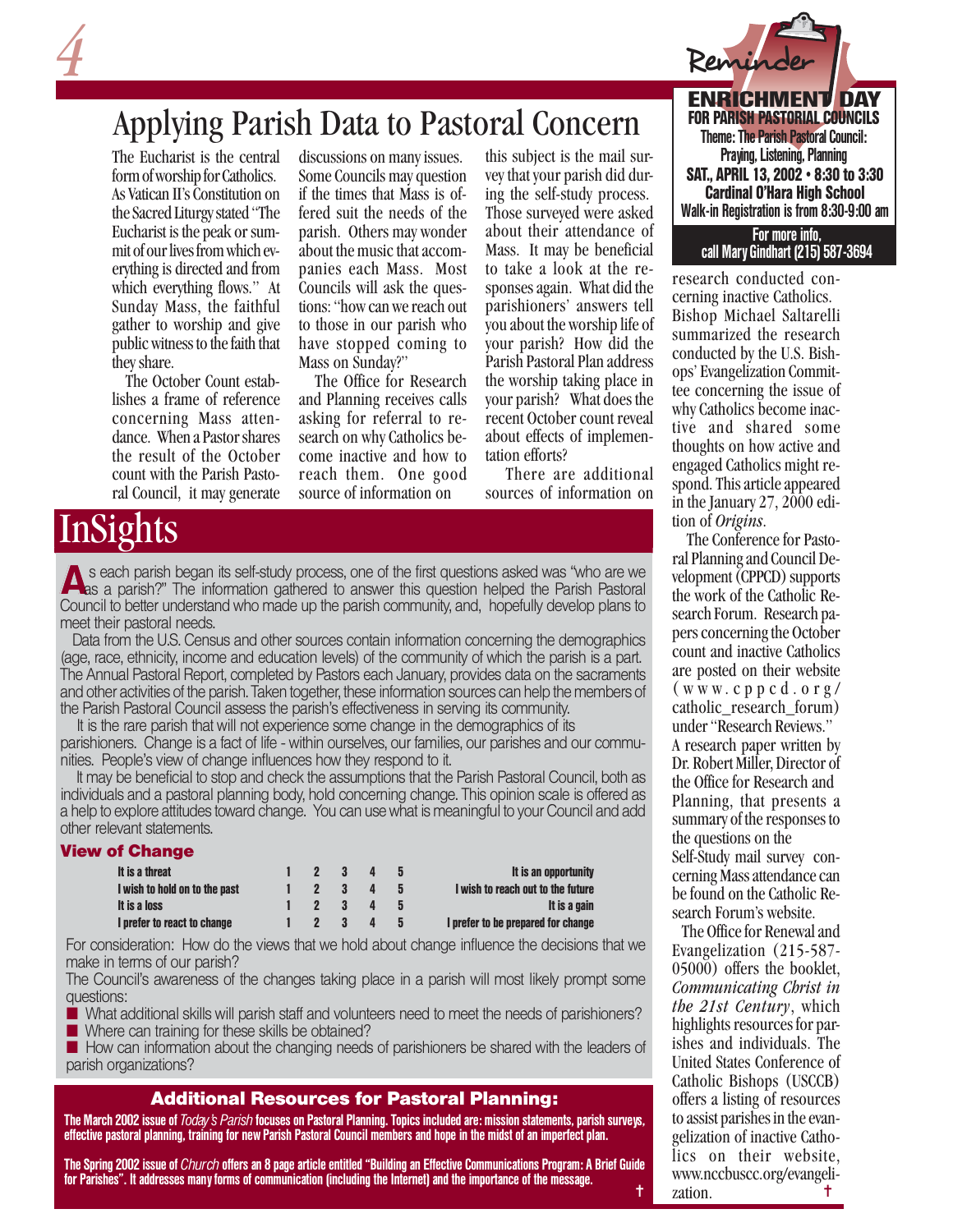# Applying Parish Data to Pastoral Concern

The Eucharist is the central form of worship for Catholics. As Vatican II's Constitution on the Sacred Liturgy stated "The Eucharist is the peak or summit of our lives from which everything is directed and from which everything flows." At Sunday Mass, the faithful gather to worship and give public witness to the faith that they share.

The October Count establishes a frame of reference concerning Mass attendance. When a Pastor shares the result of the October count with the Parish Pastoral Council, it may generate discussions on many issues. Some Councils may question if the times that Mass is offered suit the needs of the parish. Others may wonder about the music that accompanies each Mass. Most Councils will ask the questions: "how can we reach out to those in our parish who have stopped coming to Mass on Sunday?"

The Office for Research and Planning receives calls asking for referral to research on why Catholics become inactive and how to reach them. One good source of information on this subject is the mail survey that your parish did during the self-study process. Those surveyed were asked about their attendance of Mass. It may be beneficial to take a look at the responses again. What did the parishioners' answers tell you about the worship life of your parish? How did the Parish Pastoral Plan address the worship taking place in your parish? What does the recent October count reveal about effects of implementation efforts?

There are additional sources of information on research conducted concerning inactive Catholics. Bishop Michael Saltarelli summarized the research conducted by the U.S. Bishops' Evangelization Committee concerning the issue of why Catholics become inactive and shared some thoughts on how active and engaged Catholics might respond. This article appeared in the January 27, 2000 edition of *Origins*.

The Conference for Pastoral Planning and Council Development (CPPCD) supports the work of the Catholic Research Forum. Research papers concerning the October count and inactive Catholics are posted on their website (www.cppcd.org/catholic_research_forum) under "Research Reviews." A research paper written by Dr. Robert Miller, Director of the Office for Research and Planning, that presents a summary of the responses to the questions on the Self-Study mail survey concerning Mass attendance can be found on the Catholic Research Forum's website.

The Office for Renewal and Evangelization (215-587-05000) offers the booklet, *Communicating Christ in the 21st Century*, which highlights resources for parishes and individuals. The United States Conference of Catholic Bishops (USCCB) offers a listing of resources to assist parishes in the evangelization of inactive Catholics on their website, www.nccbuscc.org/evangelization. †

**Reminder**

**ENRICHMENT DAY FOR PARISH PASTORAL COUNCILS**
**Theme: The Parish Pastoral Council: Praying, Listening, Planning**
**SAT., APRIL 13, 2002 • 8:30 to 3:30**
**Cardinal O'Hara High School**
**Walk-in Registration is from 8:30-9:00 am**
**For more info, call Mary Gindhart (215) 587-3694**

# InSights

As each parish began its self-study process, one of the first questions asked was "who are we as a parish?" The information gathered to answer this question helped the Parish Pastoral Council to better understand who made up the parish community, and, hopefully develop plans to meet their pastoral needs.

Data from the U.S. Census and other sources contain information concerning the demographics (age, race, ethnicity, income and education levels) of the community of which the parish is a part. The Annual Pastoral Report, completed by Pastors each January, provides data on the sacraments and other activities of the parish. Taken together, these information sources can help the members of the Parish Pastoral Council assess the parish's effectiveness in serving its community.

It is the rare parish that will not experience some change in the demographics of its parishioners. Change is a fact of life - within ourselves, our families, our parishes and our communities. People's view of change influences how they respond to it.

It may be beneficial to stop and check the assumptions that the Parish Pastoral Council, both as individuals and a pastoral planning body, hold concerning change. This opinion scale is offered as a help to explore attitudes toward change. You can use what is meaningful to your Council and add other relevant statements.

### View of Change

| | | | | | | |
|---|---|---|---|---|---|---|
| It is a threat | 1 | 2 | 3 | 4 | 5 | It is an opportunity |
| I wish to hold on to the past | 1 | 2 | 3 | 4 | 5 | I wish to reach out to the future |
| It is a loss | 1 | 2 | 3 | 4 | 5 | It is a gain |
| I prefer to react to change | 1 | 2 | 3 | 4 | 5 | I prefer to be prepared for change |

For consideration: How do the views that we hold about change influence the decisions that we make in terms of our parish?

The Council's awareness of the changes taking place in a parish will most likely prompt some questions:

- What additional skills will parish staff and volunteers need to meet the needs of parishioners?
- Where can training for these skills be obtained?
- How can information about the changing needs of parishioners be shared with the leaders of parish organizations?

### Additional Resources for Pastoral Planning:

**The March 2002 issue of *Today's Parish* focuses on Pastoral Planning. Topics included are: mission statements, parish surveys, effective pastoral planning, training for new Parish Pastoral Council members and hope in the midst of an imperfect plan.**

**The Spring 2002 issue of *Church* offers an 8 page article entitled "Building an Effective Communications Program: A Brief Guide for Parishes". It addresses many forms of communication (including the Internet) and the importance of the message.** †